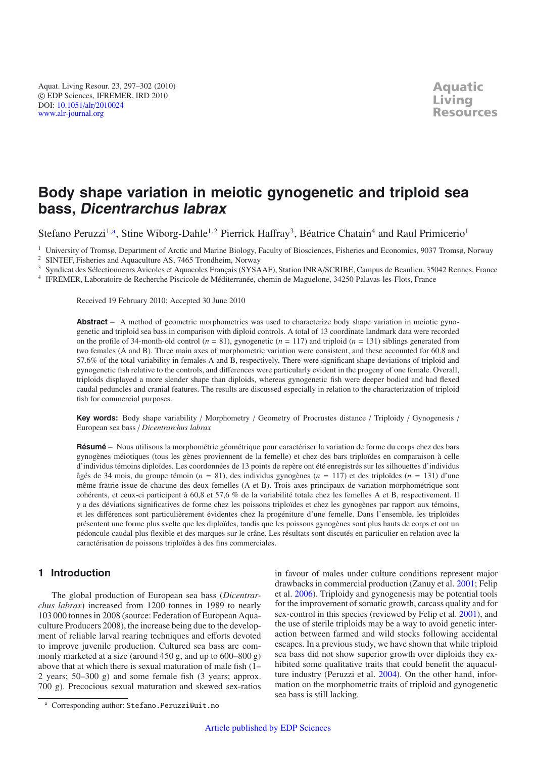# Body shape variation in meiotic gynogenetic and triploid sea bass, *Dicentrarchus labrax*

Stefano Peruzzi[1,a], Stine Wiborg-Dahle[1,2] Pierrick Haffray[3], Béatrice Chatain[4] and Raul Primicerio[1]

[1] University of Tromsø, Department of Arctic and Marine Biology, Faculty of Biosciences, Fisheries and Economics, 9037 Tromsø, Norway
[2] SINTEF, Fisheries and Aquaculture AS, 7465 Trondheim, Norway
[3] Syndicat des Sélectionneurs Avicoles et Aquacoles Français (SYSAAF), Station INRA/SCRIBE, Campus de Beaulieu, 35042 Rennes, France
[4] IFREMER, Laboratoire de Recherche Piscicole de Méditerranée, chemin de Maguelone, 34250 Palavas-les-Flots, France

Received 19 February 2010; Accepted 30 June 2010

**Abstract –** A method of geometric morphometrics was used to characterize body shape variation in meiotic gynogenetic and triploid sea bass in comparison with diploid controls. A total of 13 coordinate landmark data were recorded on the profile of 34-month-old control ($n$ = 81), gynogenetic ($n$ = 117) and triploid ($n$ = 131) siblings generated from two females (A and B). Three main axes of morphometric variation were consistent, and these accounted for 60.8 and 57.6% of the total variability in females A and B, respectively. There were significant shape deviations of triploid and gynogenetic fish relative to the controls, and differences were particularly evident in the progeny of one female. Overall, triploids displayed a more slender shape than diploids, whereas gynogenetic fish were deeper bodied and had flexed caudal peduncles and cranial features. The results are discussed especially in relation to the characterization of triploid fish for commercial purposes.

**Key words:** Body shape variability / Morphometry / Geometry of Procrustes distance / Triploidy / Gynogenesis / European sea bass / *Dicentrarchus labrax*

**Résumé –** Nous utilisons la morphométrie géométrique pour caractériser la variation de forme du corps chez des bars gynogènes méiotiques (tous les gènes proviennent de la femelle) et chez des bars triploïdes en comparaison à celle d'individus témoins diploïdes. Les coordonnées de 13 points de repère ont été enregistrés sur les silhouettes d'individus âgés de 34 mois, du groupe témoin ($n$ = 81), des individus gynogènes ($n$ = 117) et des triploïdes ($n$ = 131) d'une même fratrie issue de chacune des deux femelles (A et B). Trois axes principaux de variation morphométrique sont cohérents, et ceux-ci participent à 60,8 et 57,6 % de la variabilité totale chez les femelles A et B, respectivement. Il y a des déviations significatives de forme chez les poissons triploïdes et chez les gynogènes par rapport aux témoins, et les différences sont particulièrement évidentes chez la progéniture d'une femelle. Dans l'ensemble, les triploïdes présentent une forme plus svelte que les diploïdes, tandis que les poissons gynogènes sont plus hauts de corps et ont un pédoncule caudal plus flexible et des marques sur le crâne. Les résultats sont discutés en particulier en relation avec la caractérisation de poissons triploïdes à des fins commerciales.

## 1 Introduction

The global production of European sea bass (*Dicentrarchus labrax*) increased from 1200 tonnes in 1989 to nearly 103 000 tonnes in 2008 (source: Federation of European Aquaculture Producers 2008), the increase being due to the development of reliable larval rearing techniques and efforts devoted to improve juvenile production. Cultured sea bass are commonly marketed at a size (around 450 g, and up to 600–800 g) above that at which there is sexual maturation of male fish (1–2 years; 50–300 g) and some female fish (3 years; approx. 700 g). Precocious sexual maturation and skewed sex-ratios in favour of males under culture conditions represent major drawbacks in commercial production (Zanuy et al. 2001; Felip et al. 2006). Triploidy and gynogenesis may be potential tools for the improvement of somatic growth, carcass quality and for sex-control in this species (reviewed by Felip et al. 2001), and the use of sterile triploids may be a way to avoid genetic interaction between farmed and wild stocks following accidental escapes. In a previous study, we have shown that while triploid sea bass did not show superior growth over diploids they exhibited some qualitative traits that could benefit the aquaculture industry (Peruzzi et al. 2004). On the other hand, information on the morphometric traits of triploid and gynogenetic sea bass is still lacking.

[a] Corresponding author: Stefano.Peruzzi@uit.no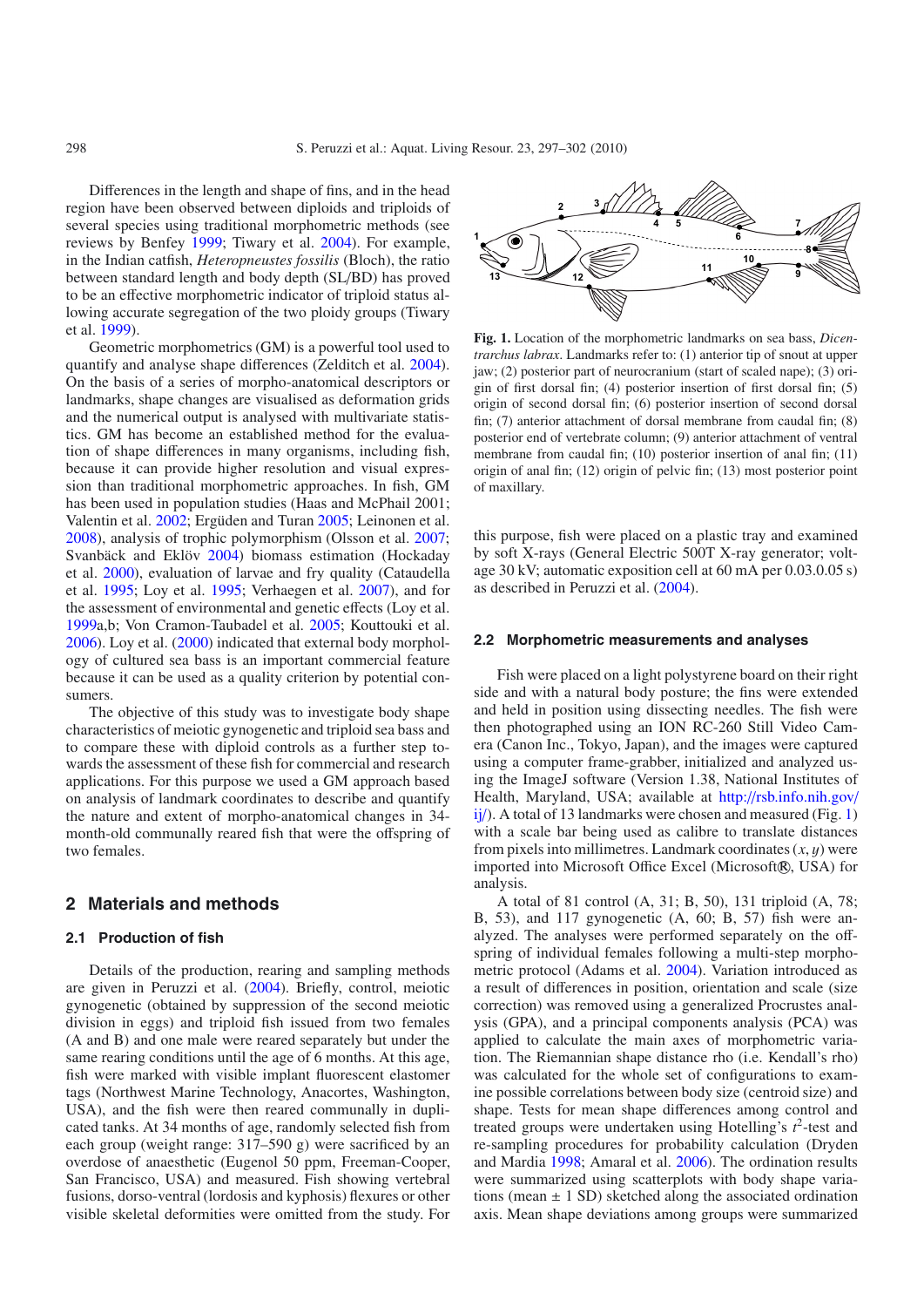Differences in the length and shape of fins, and in the head region have been observed between diploids and triploids of several species using traditional morphometric methods (see reviews by Benfey 1999; Tiwary et al. 2004). For example, in the Indian catfish, *Heteropneustes fossilis* (Bloch), the ratio between standard length and body depth (SL/BD) has proved to be an effective morphometric indicator of triploid status allowing accurate segregation of the two ploidy groups (Tiwary et al. 1999).

Geometric morphometrics (GM) is a powerful tool used to quantify and analyse shape differences (Zelditch et al. 2004). On the basis of a series of morpho-anatomical descriptors or landmarks, shape changes are visualised as deformation grids and the numerical output is analysed with multivariate statistics. GM has become an established method for the evaluation of shape differences in many organisms, including fish, because it can provide higher resolution and visual expression than traditional morphometric approaches. In fish, GM has been used in population studies (Haas and McPhail 2001; Valentin et al. 2002; Ergüden and Turan 2005; Leinonen et al. 2008), analysis of trophic polymorphism (Olsson et al. 2007; Svanbäck and Eklöv 2004) biomass estimation (Hockaday et al. 2000), evaluation of larvae and fry quality (Cataudella et al. 1995; Loy et al. 1995; Verhaegen et al. 2007), and for the assessment of environmental and genetic effects (Loy et al. 1999a,b; Von Cramon-Taubadel et al. 2005; Kouttouki et al. 2006). Loy et al. (2000) indicated that external body morphology of cultured sea bass is an important commercial feature because it can be used as a quality criterion by potential consumers.

The objective of this study was to investigate body shape characteristics of meiotic gynogenetic and triploid sea bass and to compare these with diploid controls as a further step towards the assessment of these fish for commercial and research applications. For this purpose we used a GM approach based on analysis of landmark coordinates to describe and quantify the nature and extent of morpho-anatomical changes in 34-month-old communally reared fish that were the offspring of two females.

## 2 Materials and methods

### 2.1 Production of fish

Details of the production, rearing and sampling methods are given in Peruzzi et al. (2004). Briefly, control, meiotic gynogenetic (obtained by suppression of the second meiotic division in eggs) and triploid fish issued from two females (A and B) and one male were reared separately but under the same rearing conditions until the age of 6 months. At this age, fish were marked with visible implant fluorescent elastomer tags (Northwest Marine Technology, Anacortes, Washington, USA), and the fish were then reared communally in duplicated tanks. At 34 months of age, randomly selected fish from each group (weight range: 317–590 g) were sacrificed by an overdose of anaesthetic (Eugenol 50 ppm, Freeman-Cooper, San Francisco, USA) and measured. Fish showing vertebral fusions, dorso-ventral (lordosis and kyphosis) flexures or other visible skeletal deformities were omitted from the study. For this purpose, fish were placed on a plastic tray and examined by soft X-rays (General Electric 500T X-ray generator; voltage 30 kV; automatic exposition cell at 60 mA per 0.03.0.05 s) as described in Peruzzi et al. (2004).

**Fig. 1.** Location of the morphometric landmarks on sea bass, *Dicentrarchus labrax*. Landmarks refer to: (1) anterior tip of snout at upper jaw; (2) posterior part of neurocranium (start of scaled nape); (3) origin of first dorsal fin; (4) posterior insertion of first dorsal fin; (5) origin of second dorsal fin; (6) posterior insertion of second dorsal fin; (7) anterior attachment of dorsal membrane from caudal fin; (8) posterior end of vertebrate column; (9) anterior attachment of ventral membrane from caudal fin; (10) posterior insertion of anal fin; (11) origin of anal fin; (12) origin of pelvic fin; (13) most posterior point of maxillary.

### 2.2 Morphometric measurements and analyses

Fish were placed on a light polystyrene board on their right side and with a natural body posture; the fins were extended and held in position using dissecting needles. The fish were then photographed using an ION RC-260 Still Video Camera (Canon Inc., Tokyo, Japan), and the images were captured using a computer frame-grabber, initialized and analyzed using the ImageJ software (Version 1.38, National Institutes of Health, Maryland, USA; available at http://rsb.info.nih.gov/ij/). A total of 13 landmarks were chosen and measured (Fig. 1) with a scale bar being used as calibre to translate distances from pixels into millimetres. Landmark coordinates $(x, y)$ were imported into Microsoft Office Excel (Microsoft®, USA) for analysis.

A total of 81 control (A, 31; B, 50), 131 triploid (A, 78; B, 53), and 117 gynogenetic (A, 60; B, 57) fish were analyzed. The analyses were performed separately on the offspring of individual females following a multi-step morphometric protocol (Adams et al. 2004). Variation introduced as a result of differences in position, orientation and scale (size correction) was removed using a generalized Procrustes analysis (GPA), and a principal components analysis (PCA) was applied to calculate the main axes of morphometric variation. The Riemannian shape distance rho (i.e. Kendall's rho) was calculated for the whole set of configurations to examine possible correlations between body size (centroid size) and shape. Tests for mean shape differences among control and treated groups were undertaken using Hotelling's $t^2$-test and re-sampling procedures for probability calculation (Dryden and Mardia 1998; Amaral et al. 2006). The ordination results were summarized using scatterplots with body shape variations (mean ± 1 SD) sketched along the associated ordination axis. Mean shape deviations among groups were summarized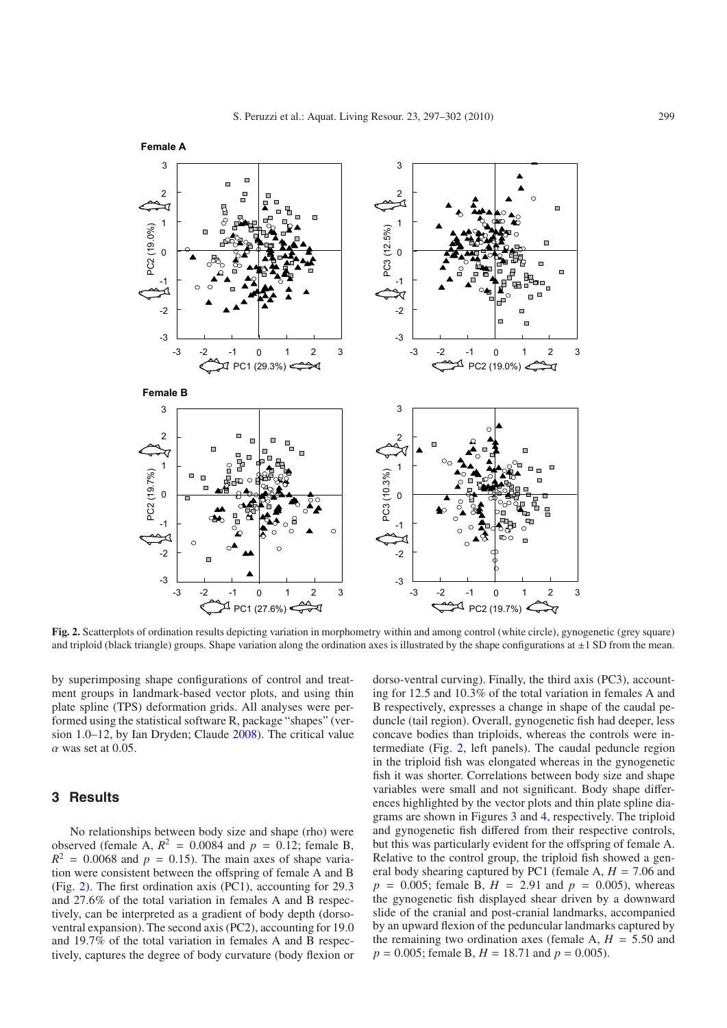**Fig. 2.** Scatterplots of ordination results depicting variation in morphometry within and among control (white circle), gynogenetic (grey square) and triploid (black triangle) groups. Shape variation along the ordination axes is illustrated by the shape configurations at ±1 SD from the mean.

by superimposing shape configurations of control and treatment groups in landmark-based vector plots, and using thin plate spline (TPS) deformation grids. All analyses were performed using the statistical software R, package "shapes" (version 1.0–12, by Ian Dryden; Claude 2008). The critical value $\alpha$ was set at 0.05.

## 3 Results

No relationships between body size and shape (rho) were observed (female A, $R^2 = 0.0084$ and $p = 0.12$; female B, $R^2 = 0.0068$ and $p = 0.15$). The main axes of shape variation were consistent between the offspring of female A and B (Fig. 2). The first ordination axis (PC1), accounting for 29.3 and 27.6% of the total variation in females A and B respectively, can be interpreted as a gradient of body depth (dorso-ventral expansion). The second axis (PC2), accounting for 19.0 and 19.7% of the total variation in females A and B respectively, captures the degree of body curvature (body flexion or dorso-ventral curving). Finally, the third axis (PC3), accounting for 12.5 and 10.3% of the total variation in females A and B respectively, expresses a change in shape of the caudal peduncle (tail region). Overall, gynogenetic fish had deeper, less concave bodies than triploids, whereas the controls were intermediate (Fig. 2, left panels). The caudal peduncle region in the triploid fish was elongated whereas in the gynogenetic fish it was shorter. Correlations between body size and shape variables were small and not significant. Body shape differences highlighted by the vector plots and thin plate spline diagrams are shown in Figures 3 and 4, respectively. The triploid and gynogenetic fish differed from their respective controls, but this was particularly evident for the offspring of female A. Relative to the control group, the triploid fish showed a general body shearing captured by PC1 (female A, $H = 7.06$ and $p = 0.005$; female B, $H = 2.91$ and $p = 0.005$), whereas the gynogenetic fish displayed shear driven by a downward slide of the cranial and post-cranial landmarks, accompanied by an upward flexion of the peduncular landmarks captured by the remaining two ordination axes (female A, $H = 5.50$ and $p = 0.005$; female B, $H = 18.71$ and $p = 0.005$).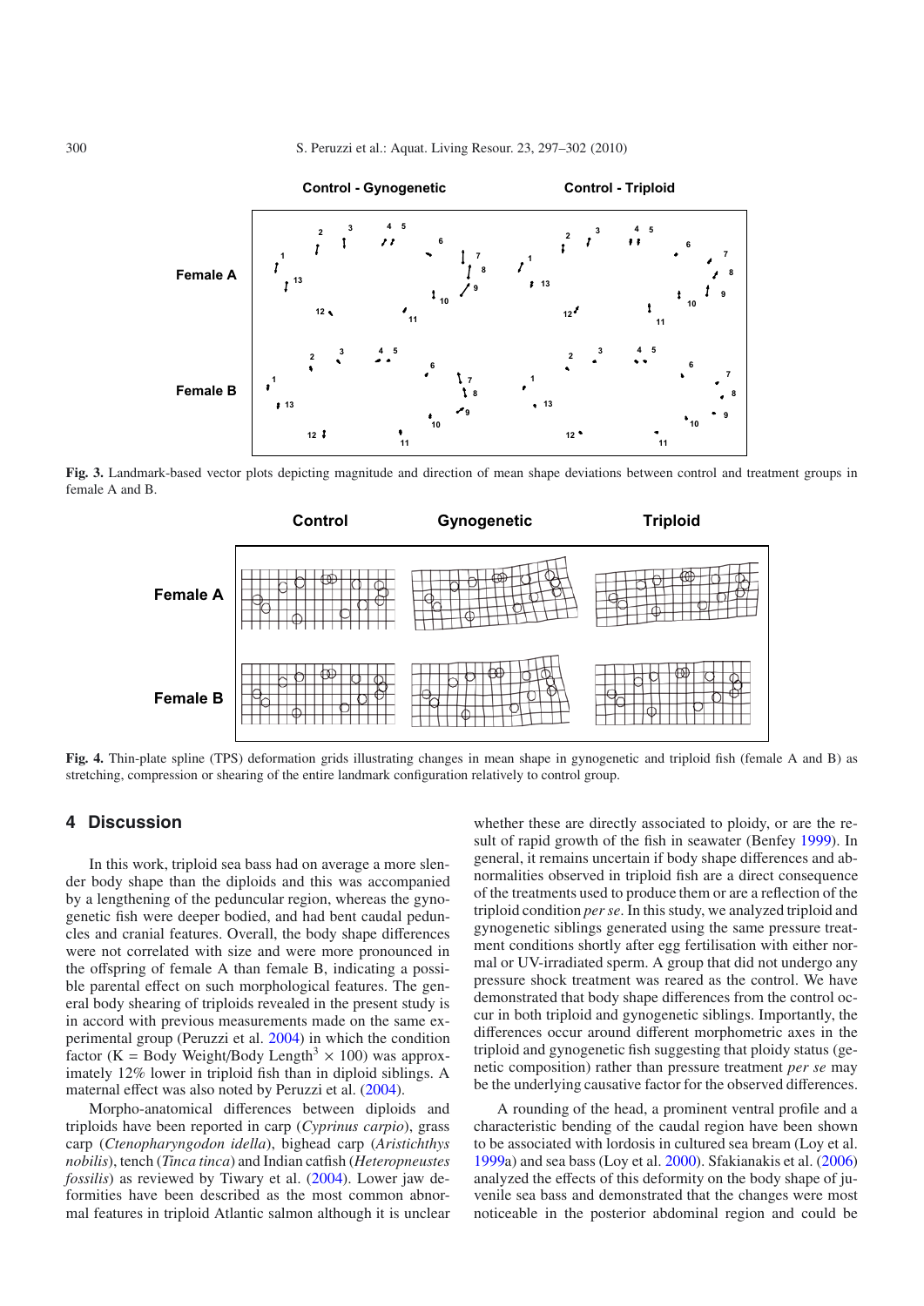Fig. 3. Landmark-based vector plots depicting magnitude and direction of mean shape deviations between control and treatment groups in female A and B.

Fig. 4. Thin-plate spline (TPS) deformation grids illustrating changes in mean shape in gynogenetic and triploid fish (female A and B) as stretching, compression or shearing of the entire landmark configuration relatively to control group.

## 4 Discussion

In this work, triploid sea bass had on average a more slender body shape than the diploids and this was accompanied by a lengthening of the peduncular region, whereas the gynogenetic fish were deeper bodied, and had bent caudal peduncles and cranial features. Overall, the body shape differences were not correlated with size and were more pronounced in the offspring of female A than female B, indicating a possible parental effect on such morphological features. The general body shearing of triploids revealed in the present study is in accord with previous measurements made on the same experimental group (Peruzzi et al. 2004) in which the condition factor (K = Body Weight/Body Length$^3$ $\times$ 100) was approximately 12% lower in triploid fish than in diploid siblings. A maternal effect was also noted by Peruzzi et al. (2004).

Morpho-anatomical differences between diploids and triploids have been reported in carp (*Cyprinus carpio*), grass carp (*Ctenopharyngodon idella*), bighead carp (*Aristichthys nobilis*), tench (*Tinca tinca*) and Indian catfish (*Heteropneustes fossilis*) as reviewed by Tiwary et al. (2004). Lower jaw deformities have been described as the most common abnormal features in triploid Atlantic salmon although it is unclear whether these are directly associated to ploidy, or are the result of rapid growth of the fish in seawater (Benfey 1999). In general, it remains uncertain if body shape differences and abnormalities observed in triploid fish are a direct consequence of the treatments used to produce them or are a reflection of the triploid condition *per se*. In this study, we analyzed triploid and gynogenetic siblings generated using the same pressure treatment conditions shortly after egg fertilisation with either normal or UV-irradiated sperm. A group that did not undergo any pressure shock treatment was reared as the control. We have demonstrated that body shape differences from the control occur in both triploid and gynogenetic siblings. Importantly, the differences occur around different morphometric axes in the triploid and gynogenetic fish suggesting that ploidy status (genetic composition) rather than pressure treatment *per se* may be the underlying causative factor for the observed differences.

A rounding of the head, a prominent ventral profile and a characteristic bending of the caudal region have been shown to be associated with lordosis in cultured sea bream (Loy et al. 1999a) and sea bass (Loy et al. 2000). Sfakianakis et al. (2006) analyzed the effects of this deformity on the body shape of juvenile sea bass and demonstrated that the changes were most noticeable in the posterior abdominal region and could be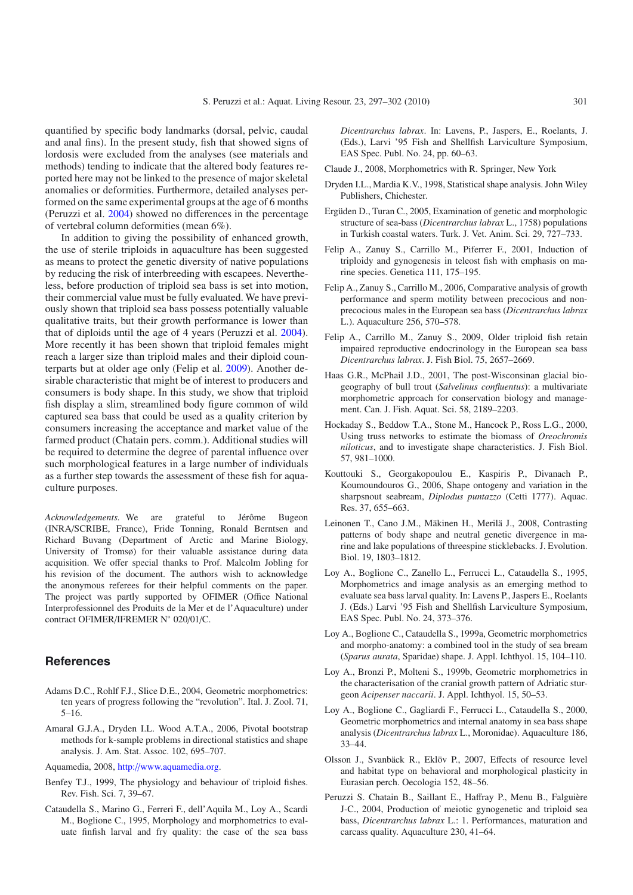quantified by specific body landmarks (dorsal, pelvic, caudal and anal fins). In the present study, fish that showed signs of lordosis were excluded from the analyses (see materials and methods) tending to indicate that the altered body features reported here may not be linked to the presence of major skeletal anomalies or deformities. Furthermore, detailed analyses performed on the same experimental groups at the age of 6 months (Peruzzi et al. 2004) showed no differences in the percentage of vertebral column deformities (mean 6%).

In addition to giving the possibility of enhanced growth, the use of sterile triploids in aquaculture has been suggested as means to protect the genetic diversity of native populations by reducing the risk of interbreeding with escapees. Nevertheless, before production of triploid sea bass is set into motion, their commercial value must be fully evaluated. We have previously shown that triploid sea bass possess potentially valuable qualitative traits, but their growth performance is lower than that of diploids until the age of 4 years (Peruzzi et al. 2004). More recently it has been shown that triploid females might reach a larger size than triploid males and their diploid counterparts but at older age only (Felip et al. 2009). Another desirable characteristic that might be of interest to producers and consumers is body shape. In this study, we show that triploid fish display a slim, streamlined body figure common of wild captured sea bass that could be used as a quality criterion by consumers increasing the acceptance and market value of the farmed product (Chatain pers. comm.). Additional studies will be required to determine the degree of parental influence over such morphological features in a large number of individuals as a further step towards the assessment of these fish for aquaculture purposes.

*Acknowledgements.* We are grateful to Jérôme Bugeon (INRA/SCRIBE, France), Fride Tonning, Ronald Berntsen and Richard Buvang (Department of Arctic and Marine Biology, University of Tromsø) for their valuable assistance during data acquisition. We offer special thanks to Prof. Malcolm Jobling for his revision of the document. The authors wish to acknowledge the anonymous referees for their helpful comments on the paper. The project was partly supported by OFIMER (Office National Interprofessionnel des Produits de la Mer et de l'Aquaculture) under contract OFIMER/IFREMER N° 020/01/C.

## References

Adams D.C., Rohlf F.J., Slice D.E., 2004, Geometric morphometrics: ten years of progress following the "revolution". Ital. J. Zool. 71, 5–16.

Amaral G.J.A., Dryden I.L. Wood A.T.A., 2006, Pivotal bootstrap methods for k-sample problems in directional statistics and shape analysis. J. Am. Stat. Assoc. 102, 695–707.

Aquamedia, 2008, http://www.aquamedia.org.

Benfey T.J., 1999, The physiology and behaviour of triploid fishes. Rev. Fish. Sci. 7, 39–67.

Cataudella S., Marino G., Ferreri F., dell'Aquila M., Loy A., Scardi M., Boglione C., 1995, Morphology and morphometrics to evaluate finfish larval and fry quality: the case of the sea bass *Dicentrarchus labrax*. In: Lavens, P., Jaspers, E., Roelants, J. (Eds.), Larvi '95 Fish and Shellfish Larviculture Symposium, EAS Spec. Publ. No. 24, pp. 60–63.

Claude J., 2008, Morphometrics with R. Springer, New York

Dryden I.L., Mardia K.V., 1998, Statistical shape analysis. John Wiley Publishers, Chichester.

Ergüden D., Turan C., 2005, Examination of genetic and morphologic structure of sea-bass (*Dicentrarchus labrax* L., 1758) populations in Turkish coastal waters. Turk. J. Vet. Anim. Sci. 29, 727–733.

Felip A., Zanuy S., Carrillo M., Piferrer F., 2001, Induction of triploidy and gynogenesis in teleost fish with emphasis on marine species. Genetica 111, 175–195.

Felip A., Zanuy S., Carrillo M., 2006, Comparative analysis of growth performance and sperm motility between precocious and non-precocious males in the European sea bass (*Dicentrarchus labrax* L.). Aquaculture 256, 570–578.

Felip A., Carrillo M., Zanuy S., 2009, Older triploid fish retain impaired reproductive endocrinology in the European sea bass *Dicentrarchus labrax*. J. Fish Biol. 75, 2657–2669.

Haas G.R., McPhail J.D., 2001, The post-Wisconsinan glacial biogeography of bull trout (*Salvelinus confluentus*): a multivariate morphometric approach for conservation biology and management. Can. J. Fish. Aquat. Sci. 58, 2189–2203.

Hockaday S., Beddow T.A., Stone M., Hancock P., Ross L.G., 2000, Using truss networks to estimate the biomass of *Oreochromis niloticus*, and to investigate shape characteristics. J. Fish Biol. 57, 981–1000.

Kouttouki S., Georgakopoulou E., Kaspiris P., Divanach P., Koumoundouros G., 2006, Shape ontogeny and variation in the sharpsnout seabream, *Diplodus puntazzo* (Cetti 1777). Aquac. Res. 37, 655–663.

Leinonen T., Cano J.M., Mäkinen H., Merilä J., 2008, Contrasting patterns of body shape and neutral genetic divergence in marine and lake populations of threespine sticklebacks. J. Evolution. Biol. 19, 1803–1812.

Loy A., Boglione C., Zanello L., Ferrucci L., Cataudella S., 1995, Morphometrics and image analysis as an emerging method to evaluate sea bass larval quality. In: Lavens P., Jaspers E., Roelants J. (Eds.) Larvi '95 Fish and Shellfish Larviculture Symposium, EAS Spec. Publ. No. 24, 373–376.

Loy A., Boglione C., Cataudella S., 1999a, Geometric morphometrics and morpho-anatomy: a combined tool in the study of sea bream (*Sparus aurata*, Sparidae) shape. J. Appl. Ichthyol. 15, 104–110.

Loy A., Bronzi P., Molteni S., 1999b, Geometric morphometrics in the characterisation of the cranial growth pattern of Adriatic sturgeon *Acipenser naccarii*. J. Appl. Ichthyol. 15, 50–53.

Loy A., Boglione C., Gagliardi F., Ferrucci L., Cataudella S., 2000, Geometric morphometrics and internal anatomy in sea bass shape analysis (*Dicentrarchus labrax* L., Moronidae). Aquaculture 186, 33–44.

Olsson J., Svanbäck R., Eklöv P., 2007, Effects of resource level and habitat type on behavioral and morphological plasticity in Eurasian perch. Oecologia 152, 48–56.

Peruzzi S. Chatain B., Saillant E., Haffray P., Menu B., Falguière J-C., 2004, Production of meiotic gynogenetic and triploid sea bass, *Dicentrarchus labrax* L.: 1. Performances, maturation and carcass quality. Aquaculture 230, 41–64.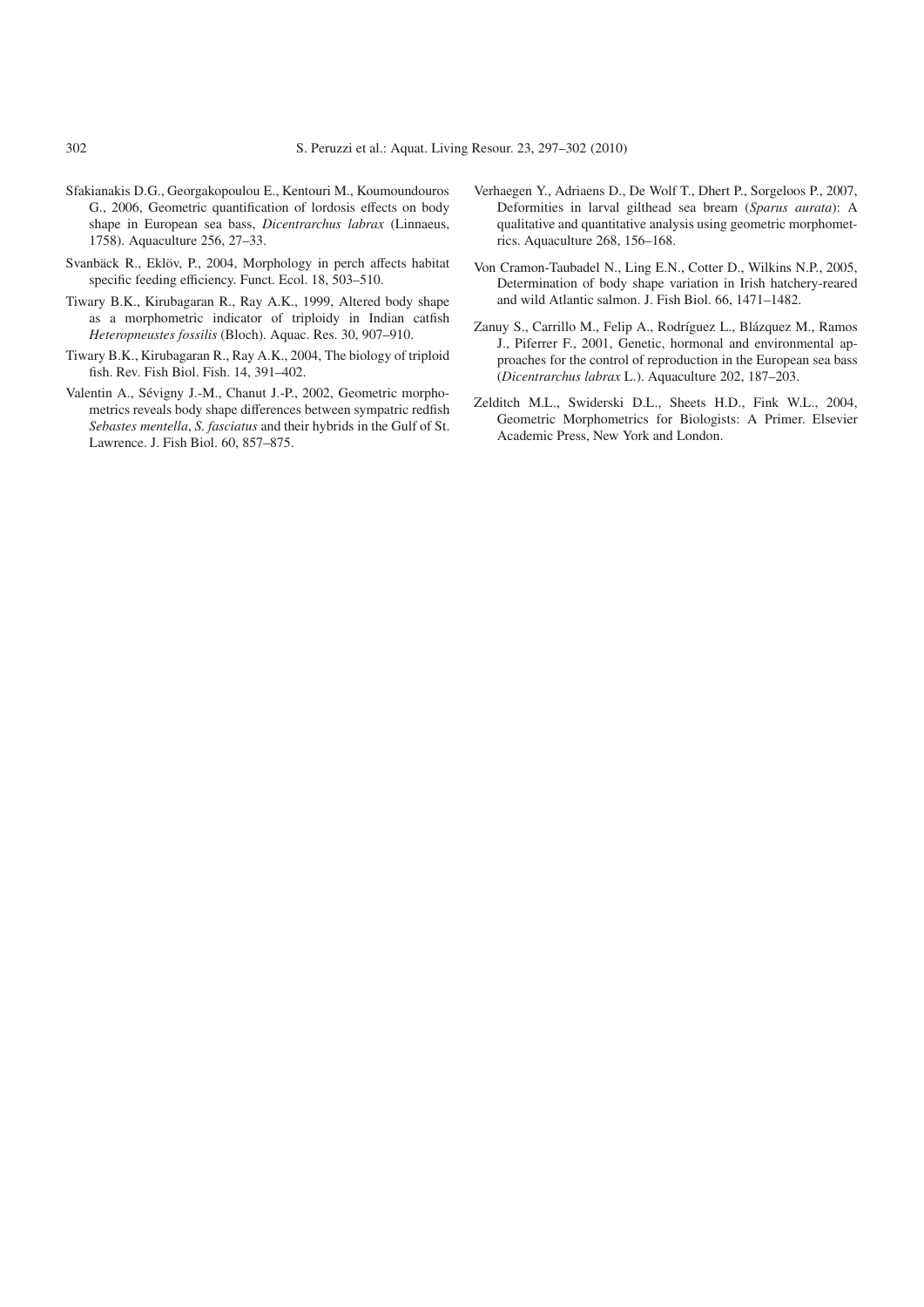Sfakianakis D.G., Georgakopoulou E., Kentouri M., Koumoundouros G., 2006, Geometric quantification of lordosis effects on body shape in European sea bass, *Dicentrarchus labrax* (Linnaeus, 1758). Aquaculture 256, 27–33.

Svanbäck R., Eklöv, P., 2004, Morphology in perch affects habitat specific feeding efficiency. Funct. Ecol. 18, 503–510.

Tiwary B.K., Kirubagaran R., Ray A.K., 1999, Altered body shape as a morphometric indicator of triploidy in Indian catfish *Heteropneustes fossilis* (Bloch). Aquac. Res. 30, 907–910.

Tiwary B.K., Kirubagaran R., Ray A.K., 2004, The biology of triploid fish. Rev. Fish Biol. Fish. 14, 391–402.

Valentin A., Sévigny J.-M., Chanut J.-P., 2002, Geometric morphometrics reveals body shape differences between sympatric redfish *Sebastes mentella*, *S. fasciatus* and their hybrids in the Gulf of St. Lawrence. J. Fish Biol. 60, 857–875.

Verhaegen Y., Adriaens D., De Wolf T., Dhert P., Sorgeloos P., 2007, Deformities in larval gilthead sea bream (*Sparus aurata*): A qualitative and quantitative analysis using geometric morphometrics. Aquaculture 268, 156–168.

Von Cramon-Taubadel N., Ling E.N., Cotter D., Wilkins N.P., 2005, Determination of body shape variation in Irish hatchery-reared and wild Atlantic salmon. J. Fish Biol. 66, 1471–1482.

Zanuy S., Carrillo M., Felip A., Rodríguez L., Blázquez M., Ramos J., Piferrer F., 2001, Genetic, hormonal and environmental approaches for the control of reproduction in the European sea bass (*Dicentrarchus labrax* L.). Aquaculture 202, 187–203.

Zelditch M.L., Swiderski D.L., Sheets H.D., Fink W.L., 2004, Geometric Morphometrics for Biologists: A Primer. Elsevier Academic Press, New York and London.